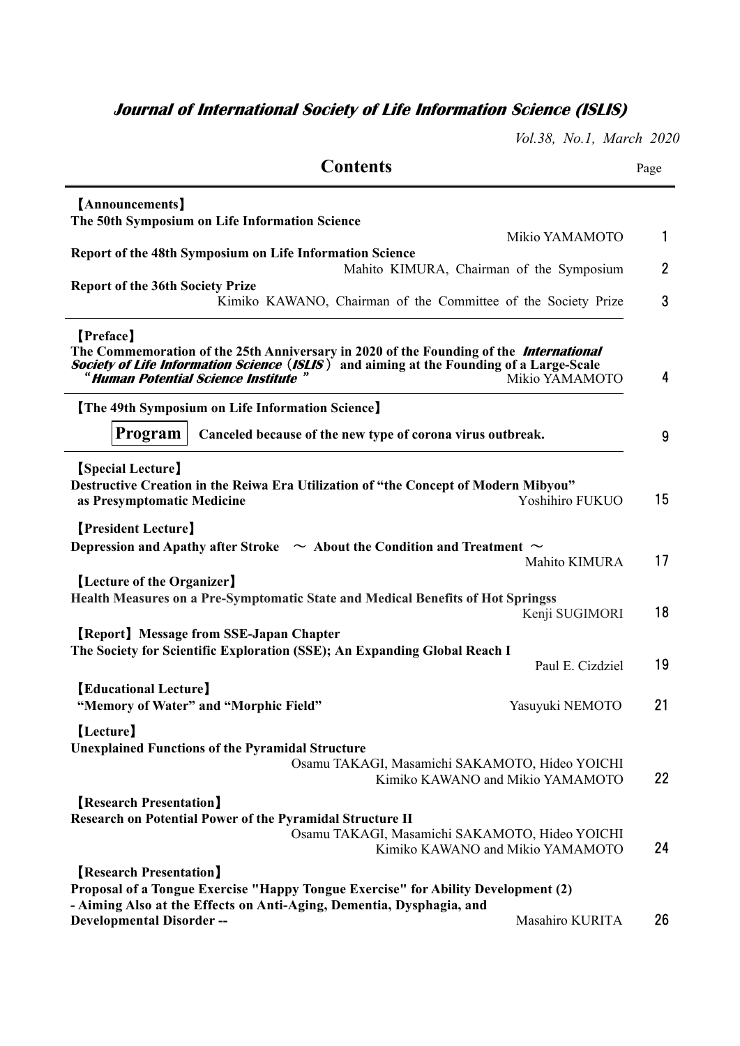# *Journal of International Society of Life Information Science (ISLIS)*

*Vol.38, No.1, March 2020*

## Contents

| | Page |
|---|---|
| **【Announcements】** | |
| **The 50th Symposium on Life Information Science** — Mikio YAMAMOTO | 1 |
| **Report of the 48th Symposium on Life Information Science** — Mahito KIMURA, Chairman of the Symposium | 2 |
| **Report of the 36th Society Prize** — Kimiko KAWANO, Chairman of the Committee of the Society Prize | 3 |
| **【Preface】** | |
| **The Commemoration of the 25th Anniversary in 2020 of the Founding of the *International Society of Life Information Science* (*ISLIS*) and aiming at the Founding of a Large-Scale "*Human Potential Science Institute*"** — Mikio YAMAMOTO | 4 |
| **【The 49th Symposium on Life Information Science】** | |
| **Program** — **Canceled because of the new type of corona virus outbreak.** | 9 |
| **【Special Lecture】** | |
| **Destructive Creation in the Reiwa Era Utilization of "the Concept of Modern Mibyou" as Presymptomatic Medicine** — Yoshihiro FUKUO | 15 |
| **【President Lecture】** | |
| **Depression and Apathy after Stroke ～ About the Condition and Treatment ～** — Mahito KIMURA | 17 |
| **【Lecture of the Organizer】** | |
| **Health Measures on a Pre-Symptomatic State and Medical Benefits of Hot Springss** — Kenji SUGIMORI | 18 |
| **【Report】 Message from SSE-Japan Chapter** | |
| **The Society for Scientific Exploration (SSE); An Expanding Global Reach I** — Paul E. Cizdziel | 19 |
| **【Educational Lecture】** | |
| **"Memory of Water" and "Morphic Field"** — Yasuyuki NEMOTO | 21 |
| **【Lecture】** | |
| **Unexplained Functions of the Pyramidal Structure** — Osamu TAKAGI, Masamichi SAKAMOTO, Hideo YOICHI, Kimiko KAWANO and Mikio YAMAMOTO | 22 |
| **【Research Presentation】** | |
| **Research on Potential Power of the Pyramidal Structure II** — Osamu TAKAGI, Masamichi SAKAMOTO, Hideo YOICHI, Kimiko KAWANO and Mikio YAMAMOTO | 24 |
| **【Research Presentation】** | |
| **Proposal of a Tongue Exercise "Happy Tongue Exercise" for Ability Development (2) - Aiming Also at the Effects on Anti-Aging, Dementia, Dysphagia, and Developmental Disorder --** — Masahiro KURITA | 26 |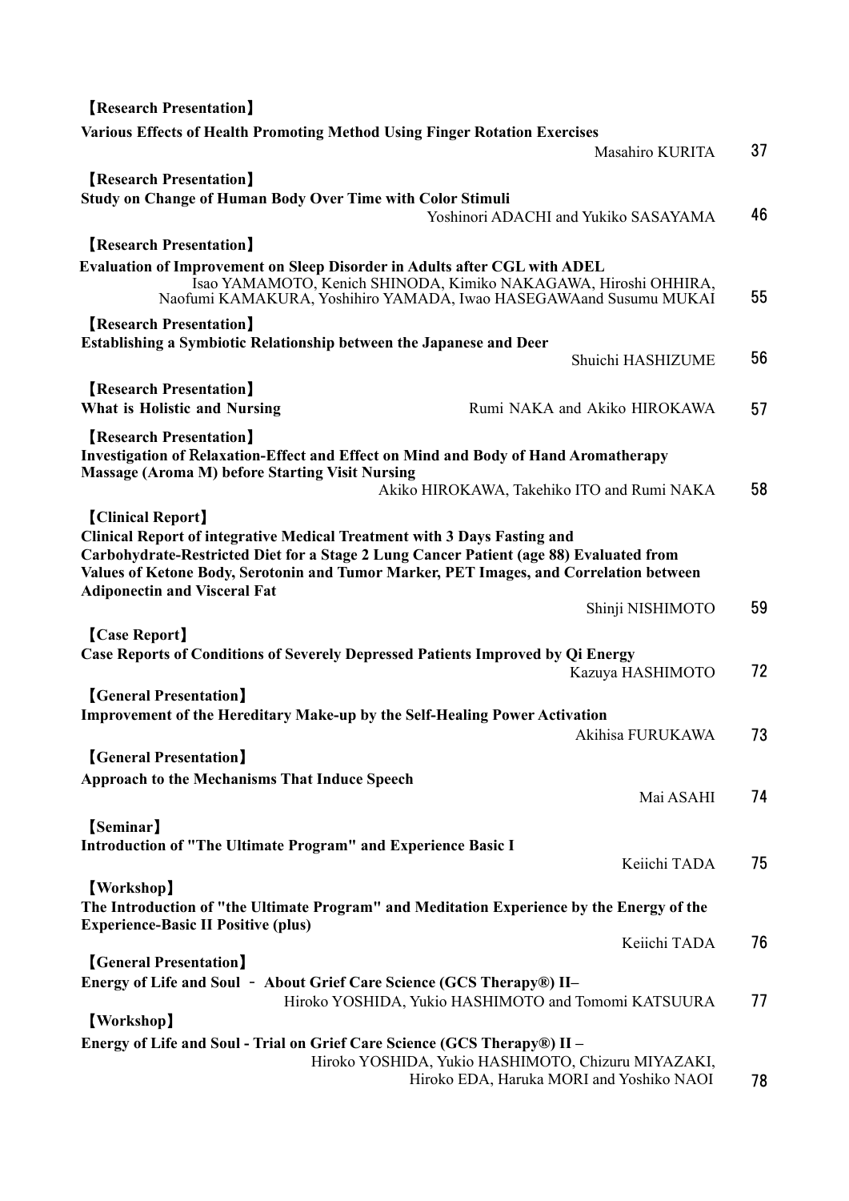【Research Presentation】

**Various Effects of Health Promoting Method Using Finger Rotation Exercises**

Masahiro KURITA 37

【Research Presentation】

**Study on Change of Human Body Over Time with Color Stimuli**

Yoshinori ADACHI and Yukiko SASAYAMA 46

【Research Presentation】

**Evaluation of Improvement on Sleep Disorder in Adults after CGL with ADEL**

Isao YAMAMOTO, Kenich SHINODA, Kimiko NAKAGAWA, Hiroshi OHHIRA, Naofumi KAMAKURA, Yoshihiro YAMADA, Iwao HASEGAWAand Susumu MUKAI 55

【Research Presentation】

**Establishing a Symbiotic Relationship between the Japanese and Deer**

Shuichi HASHIZUME 56

【Research Presentation】

**What is Holistic and Nursing**

Rumi NAKA and Akiko HIROKAWA 57

【Research Presentation】

**Investigation of Relaxation-Effect and Effect on Mind and Body of Hand Aromatherapy Massage (Aroma M) before Starting Visit Nursing**

Akiko HIROKAWA, Takehiko ITO and Rumi NAKA 58

【Clinical Report】

**Clinical Report of integrative Medical Treatment with 3 Days Fasting and Carbohydrate-Restricted Diet for a Stage 2 Lung Cancer Patient (age 88) Evaluated from Values of Ketone Body, Serotonin and Tumor Marker, PET Images, and Correlation between Adiponectin and Visceral Fat**

Shinji NISHIMOTO 59

【Case Report】

**Case Reports of Conditions of Severely Depressed Patients Improved by Qi Energy**

Kazuya HASHIMOTO 72

【General Presentation】

**Improvement of the Hereditary Make-up by the Self-Healing Power Activation**

Akihisa FURUKAWA 73

【General Presentation】

**Approach to the Mechanisms That Induce Speech**

Mai ASAHI 74

【Seminar】

**Introduction of "The Ultimate Program" and Experience Basic I**

Keiichi TADA 75

【Workshop】

**The Introduction of "the Ultimate Program" and Meditation Experience by the Energy of the Experience-Basic II Positive (plus)**

Keiichi TADA 76

【General Presentation】

**Energy of Life and Soul - About Grief Care Science (GCS Therapy®) II–**

Hiroko YOSHIDA, Yukio HASHIMOTO and Tomomi KATSUURA 77

【Workshop】

**Energy of Life and Soul - Trial on Grief Care Science (GCS Therapy®) II –**

Hiroko YOSHIDA, Yukio HASHIMOTO, Chizuru MIYAZAKI, Hiroko EDA, Haruka MORI and Yoshiko NAOI 78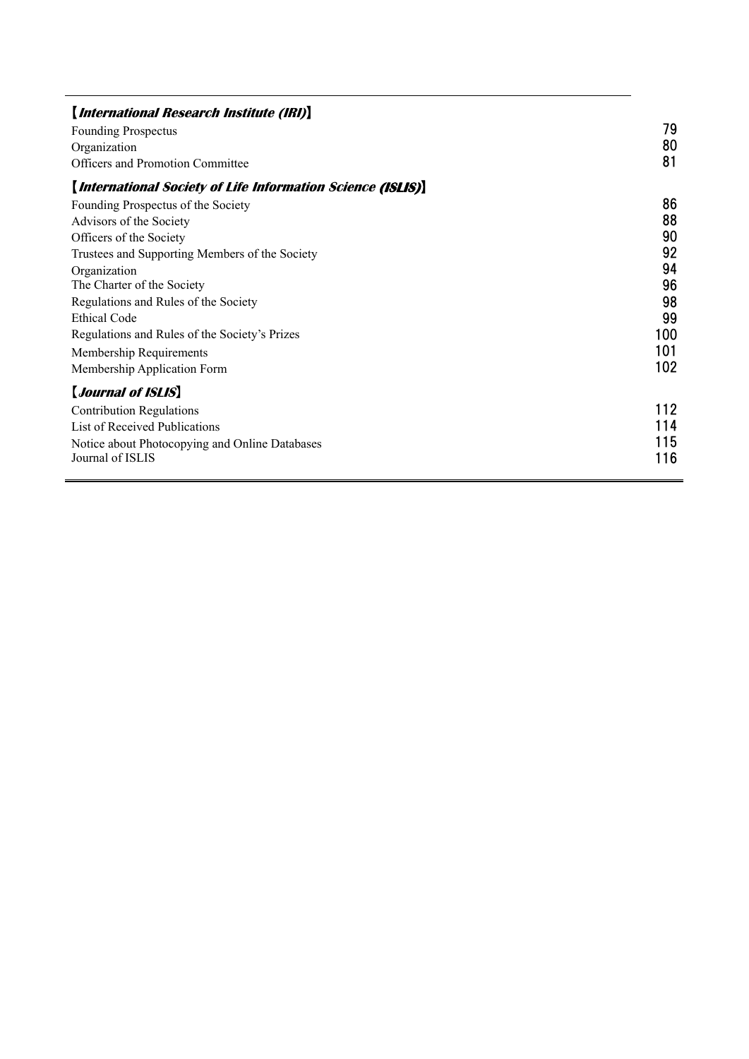| | |
|---|---|
| **【*International Research Institute (IRI)*】** | |
| Founding Prospectus | 79 |
| Organization | 80 |
| Officers and Promotion Committee | 81 |
| **【*International Society of Life Information Science (ISLIS)*】** | |
| Founding Prospectus of the Society | 86 |
| Advisors of the Society | 88 |
| Officers of the Society | 90 |
| Trustees and Supporting Members of the Society | 92 |
| Organization | 94 |
| The Charter of the Society | 96 |
| Regulations and Rules of the Society | 98 |
| Ethical Code | 99 |
| Regulations and Rules of the Society's Prizes | 100 |
| Membership Requirements | 101 |
| Membership Application Form | 102 |
| **【*Journal of ISLIS*】** | |
| Contribution Regulations | 112 |
| List of Received Publications | 114 |
| Notice about Photocopying and Online Databases | 115 |
| Journal of ISLIS | 116 |